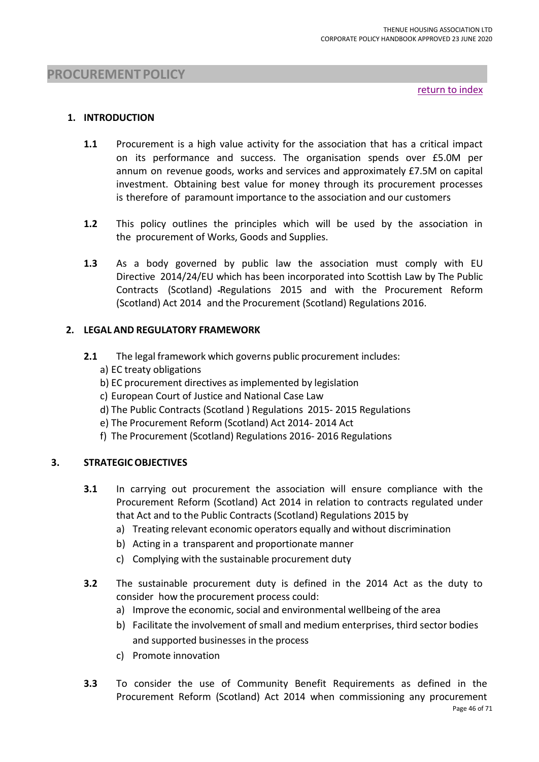# PROCUREMENT POLICY

return to index

## 1. INTRODUCTION

**1.1** Procurement is a high value activity for the association that has a critical impact on its performance and success. The organisation spends over £5.0M per annum on revenue goods, works and services and approximately £7.5M on capital investment. Obtaining best value for money through its procurement processes is therefore of paramount importance to the association and our customers

**1.2** This policy outlines the principles which will be used by the association in the procurement of Works, Goods and Supplies.

**1.3** As a body governed by public law the association must comply with EU Directive 2014/24/EU which has been incorporated into Scottish Law by The Public Contracts (Scotland) Regulations 2015 and with the Procurement Reform (Scotland) Act 2014 and the Procurement (Scotland) Regulations 2016.

## 2. LEGAL AND REGULATORY FRAMEWORK

**2.1** The legal framework which governs public procurement includes:

a) EC treaty obligations
b) EC procurement directives as implemented by legislation
c) European Court of Justice and National Case Law
d) The Public Contracts (Scotland ) Regulations 2015- 2015 Regulations
e) The Procurement Reform (Scotland) Act 2014- 2014 Act
f) The Procurement (Scotland) Regulations 2016- 2016 Regulations

## 3. STRATEGIC OBJECTIVES

**3.1** In carrying out procurement the association will ensure compliance with the Procurement Reform (Scotland) Act 2014 in relation to contracts regulated under that Act and to the Public Contracts (Scotland) Regulations 2015 by

a) Treating relevant economic operators equally and without discrimination
b) Acting in a transparent and proportionate manner
c) Complying with the sustainable procurement duty

**3.2** The sustainable procurement duty is defined in the 2014 Act as the duty to consider how the procurement process could:

a) Improve the economic, social and environmental wellbeing of the area
b) Facilitate the involvement of small and medium enterprises, third sector bodies and supported businesses in the process
c) Promote innovation

**3.3** To consider the use of Community Benefit Requirements as defined in the Procurement Reform (Scotland) Act 2014 when commissioning any procurement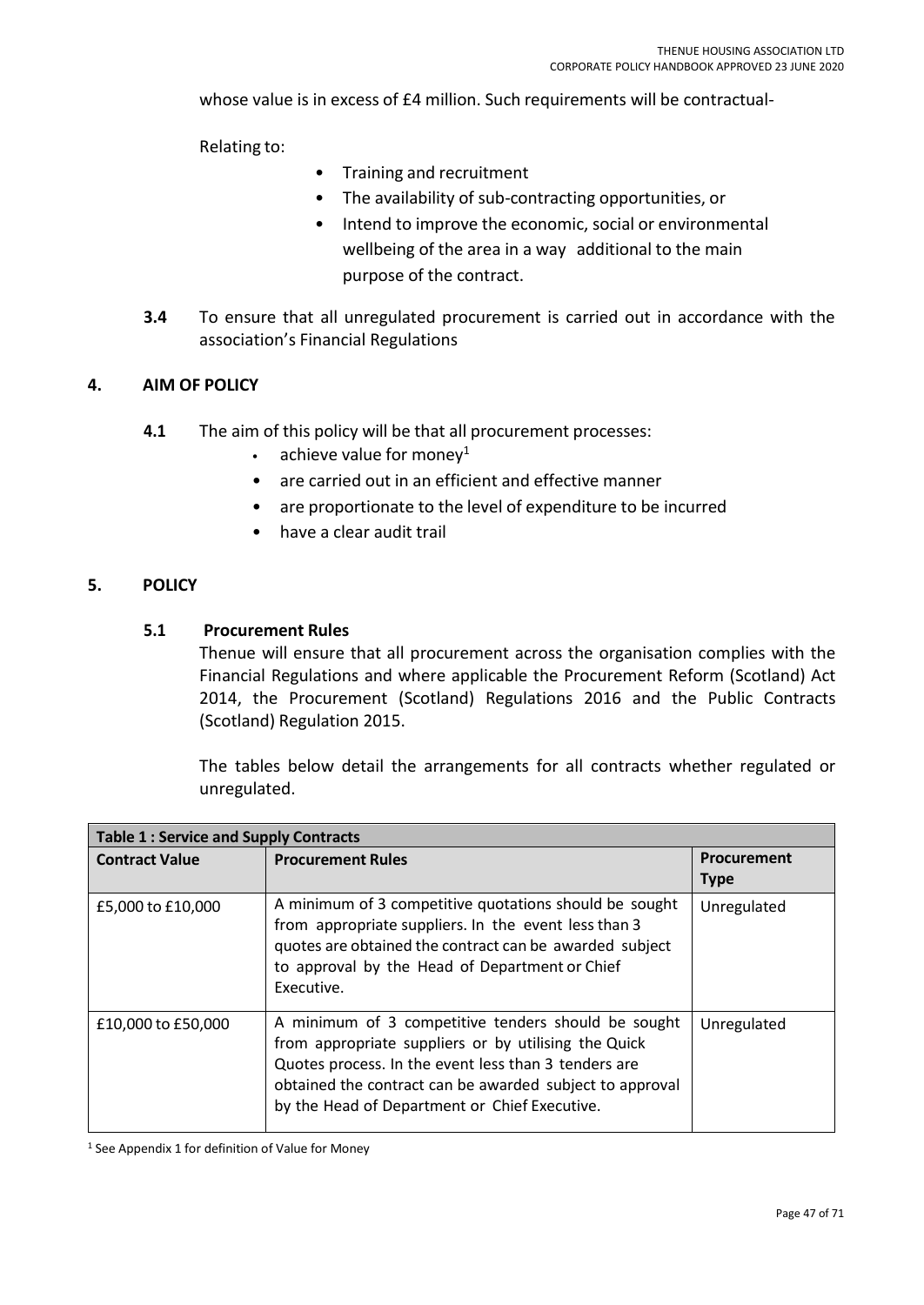whose value is in excess of £4 million. Such requirements will be contractual-

Relating to:

- Training and recruitment
- The availability of sub-contracting opportunities, or
- Intend to improve the economic, social or environmental wellbeing of the area in a way additional to the main purpose of the contract.

**3.4** To ensure that all unregulated procurement is carried out in accordance with the association's Financial Regulations

## 4. AIM OF POLICY

**4.1** The aim of this policy will be that all procurement processes:

- achieve value for money[1]
- are carried out in an efficient and effective manner
- are proportionate to the level of expenditure to be incurred
- have a clear audit trail

## 5. POLICY

### 5.1 Procurement Rules

Thenue will ensure that all procurement across the organisation complies with the Financial Regulations and where applicable the Procurement Reform (Scotland) Act 2014, the Procurement (Scotland) Regulations 2016 and the Public Contracts (Scotland) Regulation 2015.

The tables below detail the arrangements for all contracts whether regulated or unregulated.

| Table 1 : Service and Supply Contracts | | |
|---|---|---|
| **Contract Value** | **Procurement Rules** | **Procurement Type** |
| £5,000 to £10,000 | A minimum of 3 competitive quotations should be sought from appropriate suppliers. In the event less than 3 quotes are obtained the contract can be awarded subject to approval by the Head of Department or Chief Executive. | Unregulated |
| £10,000 to £50,000 | A minimum of 3 competitive tenders should be sought from appropriate suppliers or by utilising the Quick Quotes process. In the event less than 3 tenders are obtained the contract can be awarded subject to approval by the Head of Department or Chief Executive. | Unregulated |

[1] See Appendix 1 for definition of Value for Money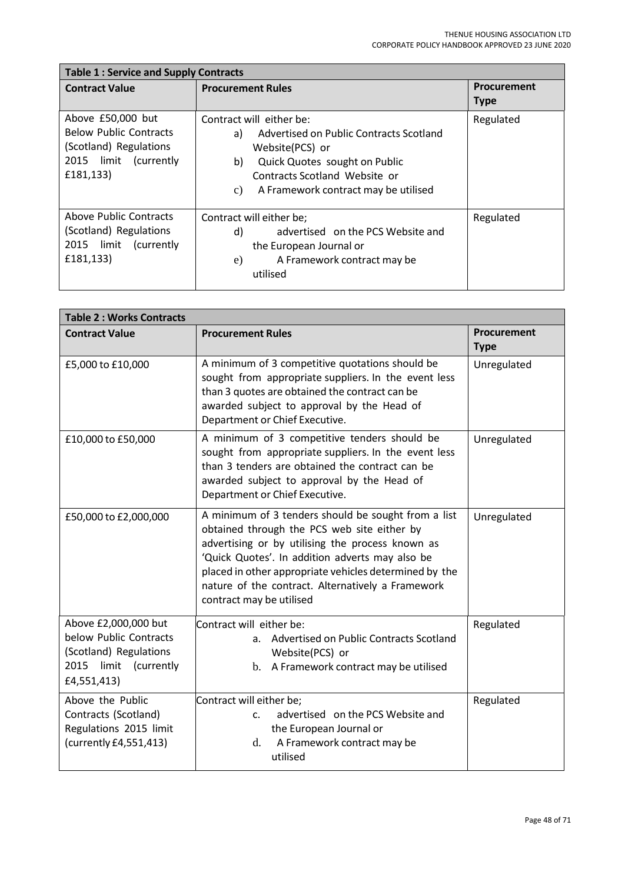| Table 1 : Service and Supply Contracts | | |
|---|---|---|
| **Contract Value** | **Procurement Rules** | **Procurement Type** |
| Above £50,000 but Below Public Contracts (Scotland) Regulations 2015 limit (currently £181,133) | Contract will either be:<br>a) Advertised on Public Contracts Scotland Website(PCS) or<br>b) Quick Quotes sought on Public Contracts Scotland Website or<br>c) A Framework contract may be utilised | Regulated |
| Above Public Contracts (Scotland) Regulations 2015 limit (currently £181,133) | Contract will either be;<br>d) advertised on the PCS Website and the European Journal or<br>e) A Framework contract may be utilised | Regulated |

| Table 2 : Works Contracts | | |
|---|---|---|
| **Contract Value** | **Procurement Rules** | **Procurement Type** |
| £5,000 to £10,000 | A minimum of 3 competitive quotations should be sought from appropriate suppliers. In the event less than 3 quotes are obtained the contract can be awarded subject to approval by the Head of Department or Chief Executive. | Unregulated |
| £10,000 to £50,000 | A minimum of 3 competitive tenders should be sought from appropriate suppliers. In the event less than 3 tenders are obtained the contract can be awarded subject to approval by the Head of Department or Chief Executive. | Unregulated |
| £50,000 to £2,000,000 | A minimum of 3 tenders should be sought from a list obtained through the PCS web site either by advertising or by utilising the process known as 'Quick Quotes'. In addition adverts may also be placed in other appropriate vehicles determined by the nature of the contract. Alternatively a Framework contract may be utilised | Unregulated |
| Above £2,000,000 but below Public Contracts (Scotland) Regulations 2015 limit (currently £4,551,413) | Contract will either be:<br>a. Advertised on Public Contracts Scotland Website(PCS) or<br>b. A Framework contract may be utilised | Regulated |
| Above the Public Contracts (Scotland) Regulations 2015 limit (currently £4,551,413) | Contract will either be;<br>c. advertised on the PCS Website and the European Journal or<br>d. A Framework contract may be utilised | Regulated |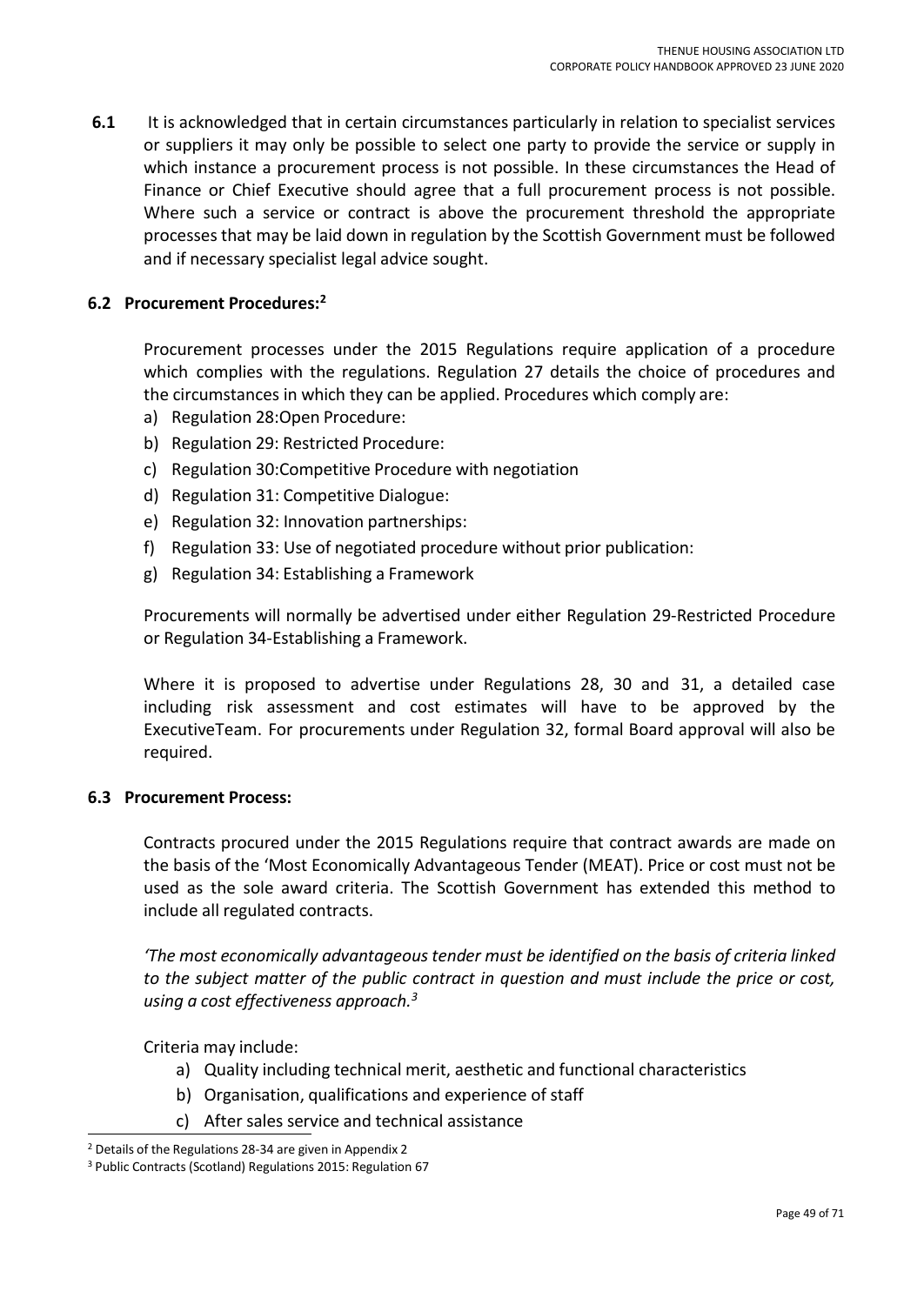**6.1** It is acknowledged that in certain circumstances particularly in relation to specialist services or suppliers it may only be possible to select one party to provide the service or supply in which instance a procurement process is not possible. In these circumstances the Head of Finance or Chief Executive should agree that a full procurement process is not possible. Where such a service or contract is above the procurement threshold the appropriate processes that may be laid down in regulation by the Scottish Government must be followed and if necessary specialist legal advice sought.

### 6.2 Procurement Procedures:[2]

Procurement processes under the 2015 Regulations require application of a procedure which complies with the regulations. Regulation 27 details the choice of procedures and the circumstances in which they can be applied. Procedures which comply are:

a) Regulation 28:Open Procedure:
b) Regulation 29: Restricted Procedure:
c) Regulation 30:Competitive Procedure with negotiation
d) Regulation 31: Competitive Dialogue:
e) Regulation 32: Innovation partnerships:
f) Regulation 33: Use of negotiated procedure without prior publication:
g) Regulation 34: Establishing a Framework

Procurements will normally be advertised under either Regulation 29-Restricted Procedure or Regulation 34-Establishing a Framework.

Where it is proposed to advertise under Regulations 28, 30 and 31, a detailed case including risk assessment and cost estimates will have to be approved by the ExecutiveTeam. For procurements under Regulation 32, formal Board approval will also be required.

### 6.3 Procurement Process:

Contracts procured under the 2015 Regulations require that contract awards are made on the basis of the 'Most Economically Advantageous Tender (MEAT). Price or cost must not be used as the sole award criteria. The Scottish Government has extended this method to include all regulated contracts.

*'The most economically advantageous tender must be identified on the basis of criteria linked to the subject matter of the public contract in question and must include the price or cost, using a cost effectiveness approach.*[3]

Criteria may include:

a) Quality including technical merit, aesthetic and functional characteristics
b) Organisation, qualifications and experience of staff
c) After sales service and technical assistance

---

[2] Details of the Regulations 28-34 are given in Appendix 2

[3] Public Contracts (Scotland) Regulations 2015: Regulation 67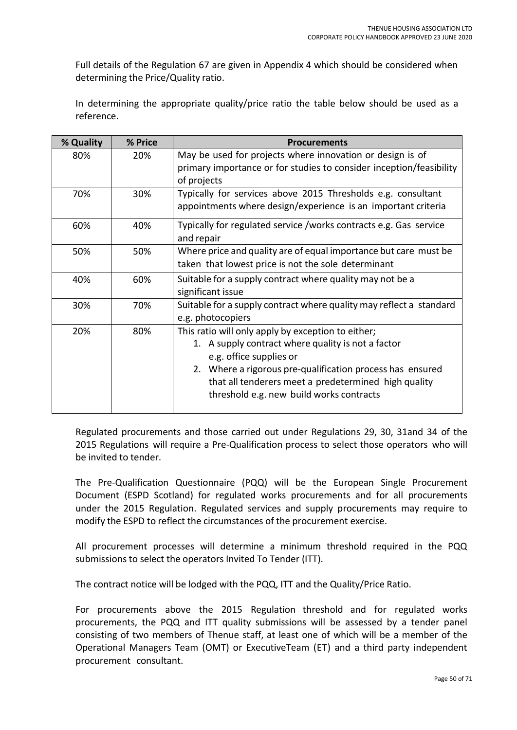Full details of the Regulation 67 are given in Appendix 4 which should be considered when determining the Price/Quality ratio.

In determining the appropriate quality/price ratio the table below should be used as a reference.

| % Quality | % Price | Procurements |
|---|---|---|
| 80% | 20% | May be used for projects where innovation or design is of primary importance or for studies to consider inception/feasibility of projects |
| 70% | 30% | Typically for services above 2015 Thresholds e.g. consultant appointments where design/experience is an important criteria |
| 60% | 40% | Typically for regulated service /works contracts e.g. Gas service and repair |
| 50% | 50% | Where price and quality are of equal importance but care must be taken that lowest price is not the sole determinant |
| 40% | 60% | Suitable for a supply contract where quality may not be a significant issue |
| 30% | 70% | Suitable for a supply contract where quality may reflect a standard e.g. photocopiers |
| 20% | 80% | This ratio will only apply by exception to either; 1. A supply contract where quality is not a factor e.g. office supplies or 2. Where a rigorous pre-qualification process has ensured that all tenderers meet a predetermined high quality threshold e.g. new build works contracts |

Regulated procurements and those carried out under Regulations 29, 30, 31and 34 of the 2015 Regulations will require a Pre-Qualification process to select those operators who will be invited to tender.

The Pre-Qualification Questionnaire (PQQ) will be the European Single Procurement Document (ESPD Scotland) for regulated works procurements and for all procurements under the 2015 Regulation. Regulated services and supply procurements may require to modify the ESPD to reflect the circumstances of the procurement exercise.

All procurement processes will determine a minimum threshold required in the PQQ submissions to select the operators Invited To Tender (ITT).

The contract notice will be lodged with the PQQ, ITT and the Quality/Price Ratio.

For procurements above the 2015 Regulation threshold and for regulated works procurements, the PQQ and ITT quality submissions will be assessed by a tender panel consisting of two members of Thenue staff, at least one of which will be a member of the Operational Managers Team (OMT) or ExecutiveTeam (ET) and a third party independent procurement consultant.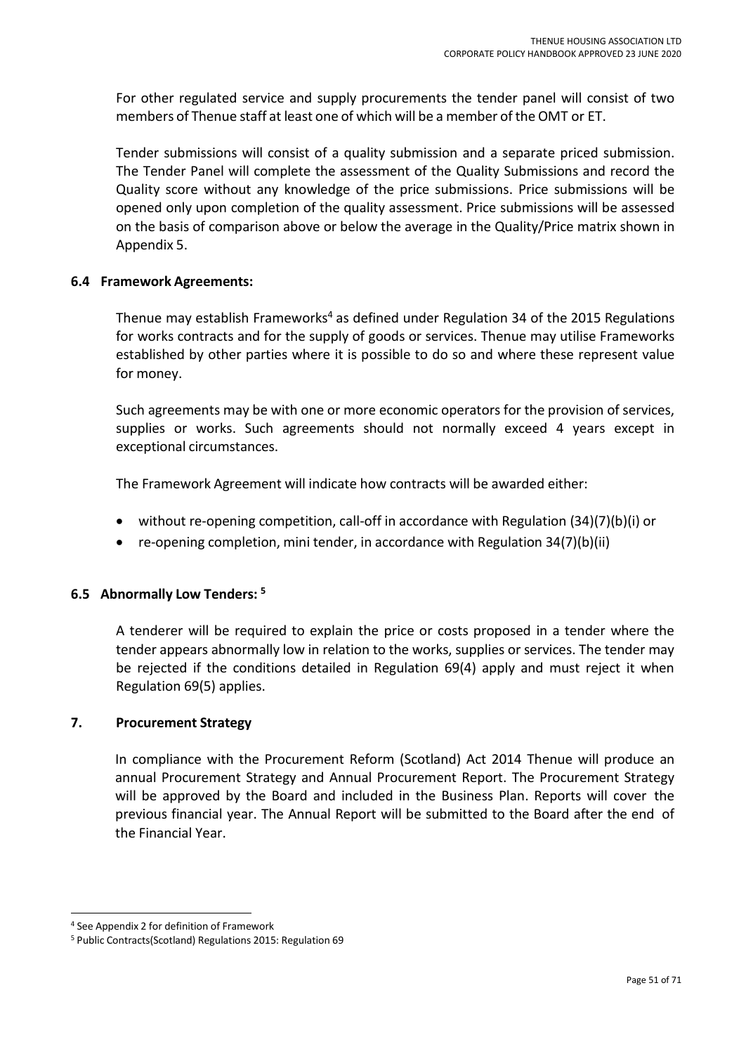For other regulated service and supply procurements the tender panel will consist of two members of Thenue staff at least one of which will be a member of the OMT or ET.

Tender submissions will consist of a quality submission and a separate priced submission. The Tender Panel will complete the assessment of the Quality Submissions and record the Quality score without any knowledge of the price submissions. Price submissions will be opened only upon completion of the quality assessment. Price submissions will be assessed on the basis of comparison above or below the average in the Quality/Price matrix shown in Appendix 5.

### 6.4 Framework Agreements:

Thenue may establish Frameworks[4] as defined under Regulation 34 of the 2015 Regulations for works contracts and for the supply of goods or services. Thenue may utilise Frameworks established by other parties where it is possible to do so and where these represent value for money.

Such agreements may be with one or more economic operators for the provision of services, supplies or works. Such agreements should not normally exceed 4 years except in exceptional circumstances.

The Framework Agreement will indicate how contracts will be awarded either:

- without re-opening competition, call-off in accordance with Regulation (34)(7)(b)(i) or
- re-opening completion, mini tender, in accordance with Regulation 34(7)(b)(ii)

### 6.5 Abnormally Low Tenders: [5]

A tenderer will be required to explain the price or costs proposed in a tender where the tender appears abnormally low in relation to the works, supplies or services. The tender may be rejected if the conditions detailed in Regulation 69(4) apply and must reject it when Regulation 69(5) applies.

## 7. Procurement Strategy

In compliance with the Procurement Reform (Scotland) Act 2014 Thenue will produce an annual Procurement Strategy and Annual Procurement Report. The Procurement Strategy will be approved by the Board and included in the Business Plan. Reports will cover the previous financial year. The Annual Report will be submitted to the Board after the end of the Financial Year.

---

[4] See Appendix 2 for definition of Framework

[5] Public Contracts(Scotland) Regulations 2015: Regulation 69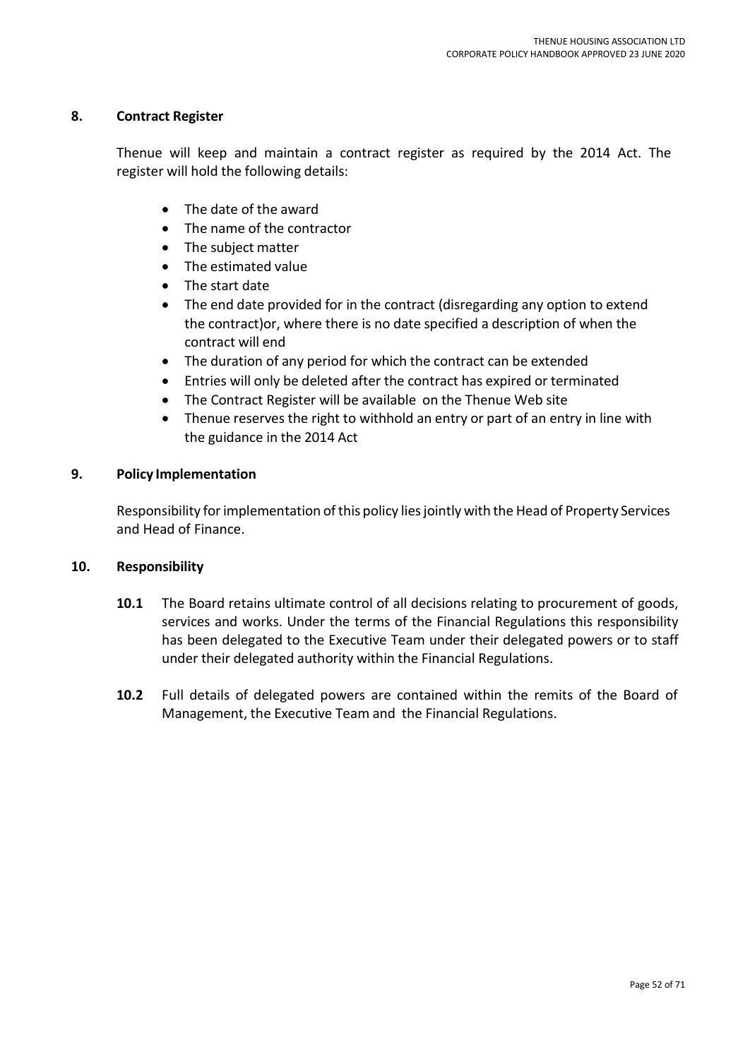## 8. Contract Register

Thenue will keep and maintain a contract register as required by the 2014 Act. The register will hold the following details:

- The date of the award
- The name of the contractor
- The subject matter
- The estimated value
- The start date
- The end date provided for in the contract (disregarding any option to extend the contract)or, where there is no date specified a description of when the contract will end
- The duration of any period for which the contract can be extended
- Entries will only be deleted after the contract has expired or terminated
- The Contract Register will be available on the Thenue Web site
- Thenue reserves the right to withhold an entry or part of an entry in line with the guidance in the 2014 Act

## 9. Policy Implementation

Responsibility for implementation of this policy lies jointly with the Head of Property Services and Head of Finance.

## 10. Responsibility

**10.1** The Board retains ultimate control of all decisions relating to procurement of goods, services and works. Under the terms of the Financial Regulations this responsibility has been delegated to the Executive Team under their delegated powers or to staff under their delegated authority within the Financial Regulations.

**10.2** Full details of delegated powers are contained within the remits of the Board of Management, the Executive Team and the Financial Regulations.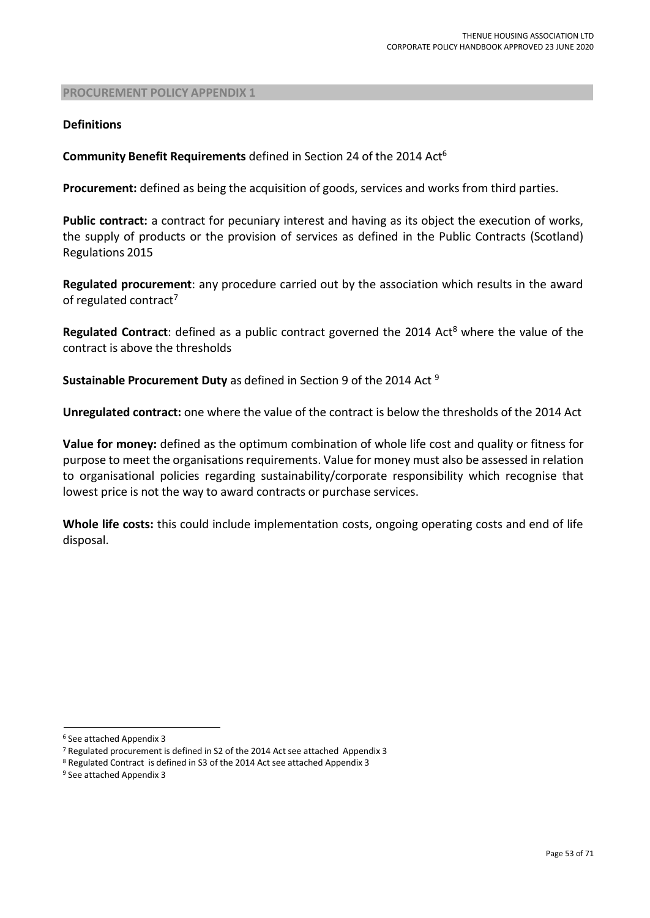## PROCUREMENT POLICY APPENDIX 1

**Definitions**

**Community Benefit Requirements** defined in Section 24 of the 2014 Act[6]

**Procurement:** defined as being the acquisition of goods, services and works from third parties.

**Public contract:** a contract for pecuniary interest and having as its object the execution of works, the supply of products or the provision of services as defined in the Public Contracts (Scotland) Regulations 2015

**Regulated procurement**: any procedure carried out by the association which results in the award of regulated contract[7]

**Regulated Contract**: defined as a public contract governed the 2014 Act[8] where the value of the contract is above the thresholds

**Sustainable Procurement Duty** as defined in Section 9 of the 2014 Act [9]

**Unregulated contract:** one where the value of the contract is below the thresholds of the 2014 Act

**Value for money:** defined as the optimum combination of whole life cost and quality or fitness for purpose to meet the organisations requirements. Value for money must also be assessed in relation to organisational policies regarding sustainability/corporate responsibility which recognise that lowest price is not the way to award contracts or purchase services.

**Whole life costs:** this could include implementation costs, ongoing operating costs and end of life disposal.

---

[6] See attached Appendix 3

[7] Regulated procurement is defined in S2 of the 2014 Act see attached Appendix 3

[8] Regulated Contract is defined in S3 of the 2014 Act see attached Appendix 3

[9] See attached Appendix 3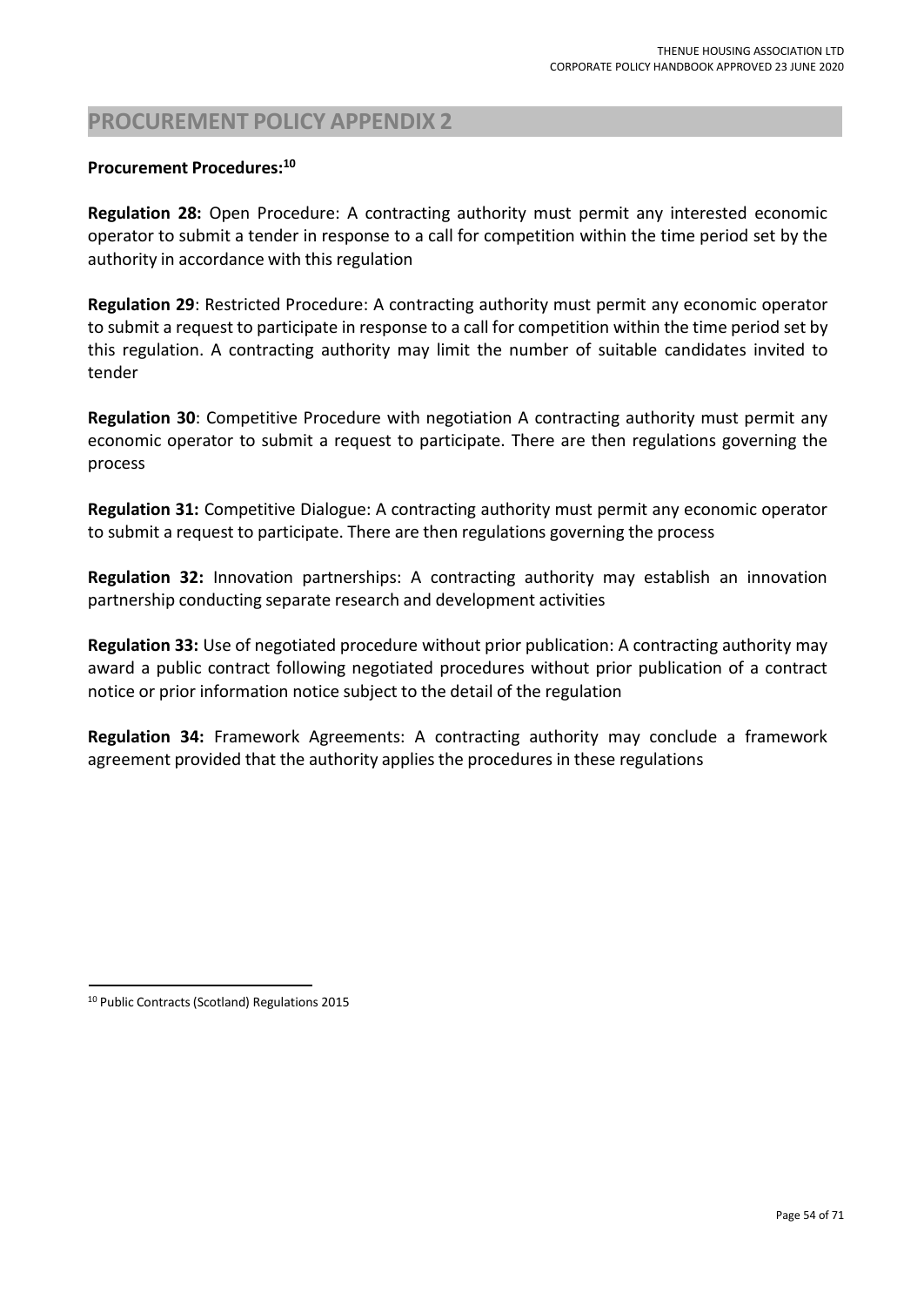## PROCUREMENT POLICY APPENDIX 2

**Procurement Procedures:**[10]

**Regulation 28:** Open Procedure: A contracting authority must permit any interested economic operator to submit a tender in response to a call for competition within the time period set by the authority in accordance with this regulation

**Regulation 29**: Restricted Procedure: A contracting authority must permit any economic operator to submit a request to participate in response to a call for competition within the time period set by this regulation. A contracting authority may limit the number of suitable candidates invited to tender

**Regulation 30**: Competitive Procedure with negotiation A contracting authority must permit any economic operator to submit a request to participate. There are then regulations governing the process

**Regulation 31:** Competitive Dialogue: A contracting authority must permit any economic operator to submit a request to participate. There are then regulations governing the process

**Regulation 32:** Innovation partnerships: A contracting authority may establish an innovation partnership conducting separate research and development activities

**Regulation 33:** Use of negotiated procedure without prior publication: A contracting authority may award a public contract following negotiated procedures without prior publication of a contract notice or prior information notice subject to the detail of the regulation

**Regulation 34:** Framework Agreements: A contracting authority may conclude a framework agreement provided that the authority applies the procedures in these regulations

---

[10] Public Contracts (Scotland) Regulations 2015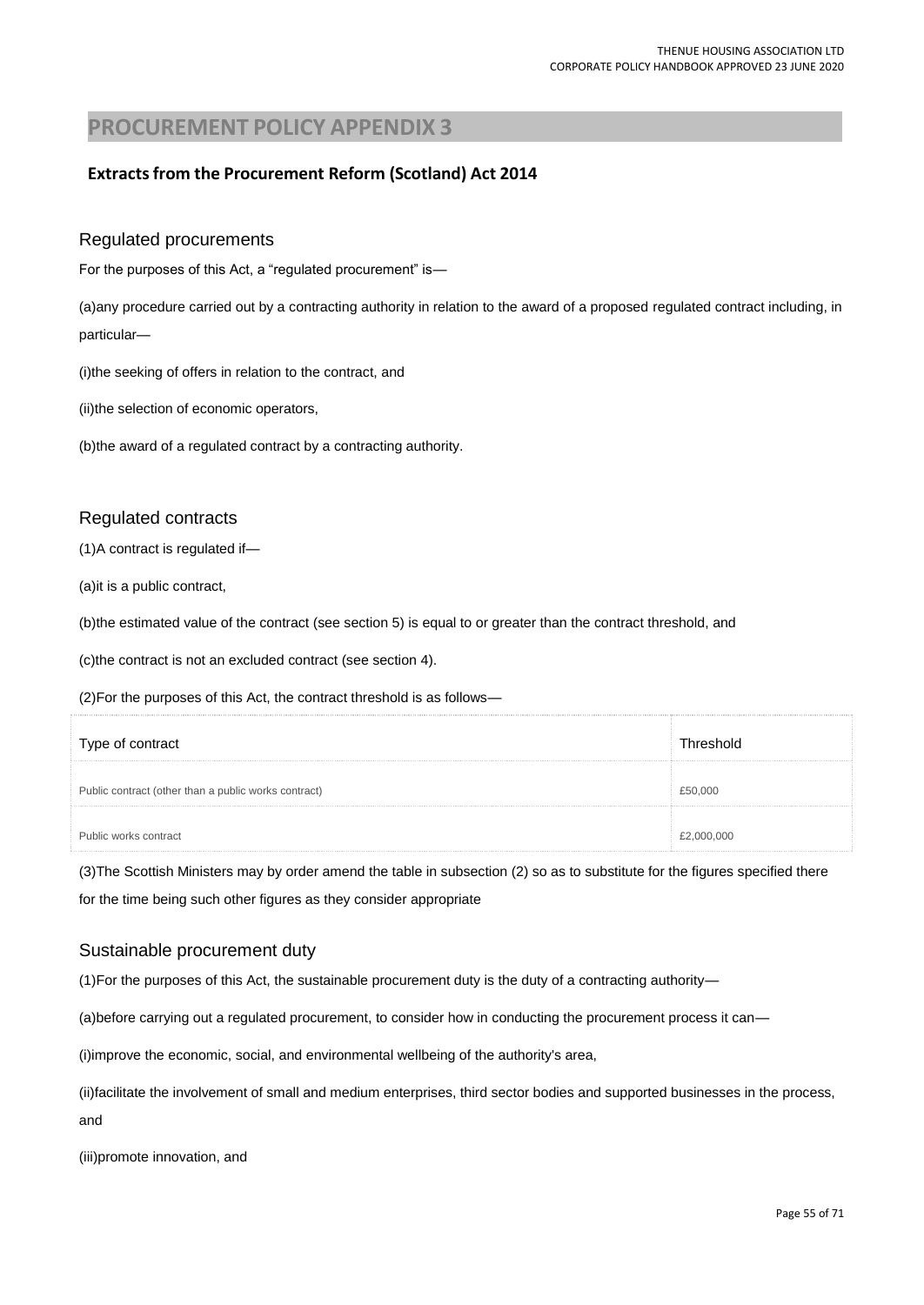# PROCUREMENT POLICY APPENDIX 3

## Extracts from the Procurement Reform (Scotland) Act 2014

### Regulated procurements

For the purposes of this Act, a "regulated procurement" is—

(a)any procedure carried out by a contracting authority in relation to the award of a proposed regulated contract including, in particular—

(i)the seeking of offers in relation to the contract, and

(ii)the selection of economic operators,

(b)the award of a regulated contract by a contracting authority.

### Regulated contracts

(1)A contract is regulated if—

(a)it is a public contract,

(b)the estimated value of the contract (see section 5) is equal to or greater than the contract threshold, and

(c)the contract is not an excluded contract (see section 4).

(2)For the purposes of this Act, the contract threshold is as follows—

| Type of contract | Threshold |
|---|---|
| Public contract (other than a public works contract) | £50,000 |
| Public works contract | £2,000,000 |

(3)The Scottish Ministers may by order amend the table in subsection (2) so as to substitute for the figures specified there for the time being such other figures as they consider appropriate

### Sustainable procurement duty

(1)For the purposes of this Act, the sustainable procurement duty is the duty of a contracting authority—

(a)before carrying out a regulated procurement, to consider how in conducting the procurement process it can—

(i)improve the economic, social, and environmental wellbeing of the authority's area,

(ii)facilitate the involvement of small and medium enterprises, third sector bodies and supported businesses in the process, and

(iii)promote innovation, and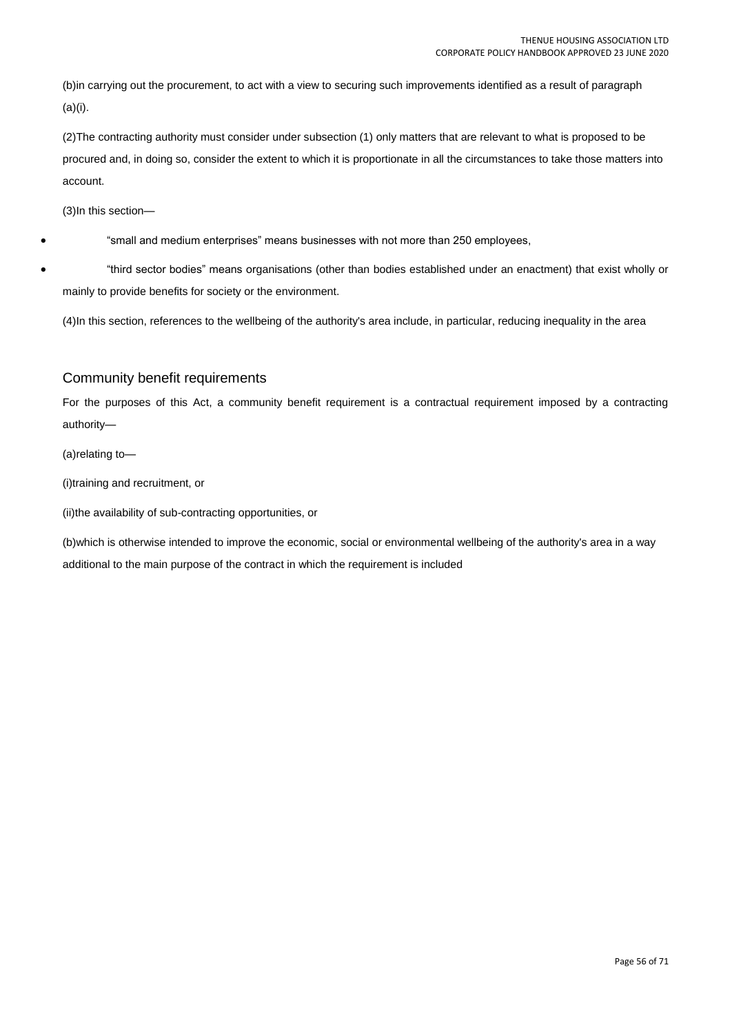(b)in carrying out the procurement, to act with a view to securing such improvements identified as a result of paragraph (a)(i).

(2)The contracting authority must consider under subsection (1) only matters that are relevant to what is proposed to be procured and, in doing so, consider the extent to which it is proportionate in all the circumstances to take those matters into account.

(3)In this section—

- "small and medium enterprises" means businesses with not more than 250 employees,
- "third sector bodies" means organisations (other than bodies established under an enactment) that exist wholly or mainly to provide benefits for society or the environment.

(4)In this section, references to the wellbeing of the authority's area include, in particular, reducing inequality in the area

## Community benefit requirements

For the purposes of this Act, a community benefit requirement is a contractual requirement imposed by a contracting authority—

(a)relating to—

(i)training and recruitment, or

(ii)the availability of sub-contracting opportunities, or

(b)which is otherwise intended to improve the economic, social or environmental wellbeing of the authority's area in a way additional to the main purpose of the contract in which the requirement is included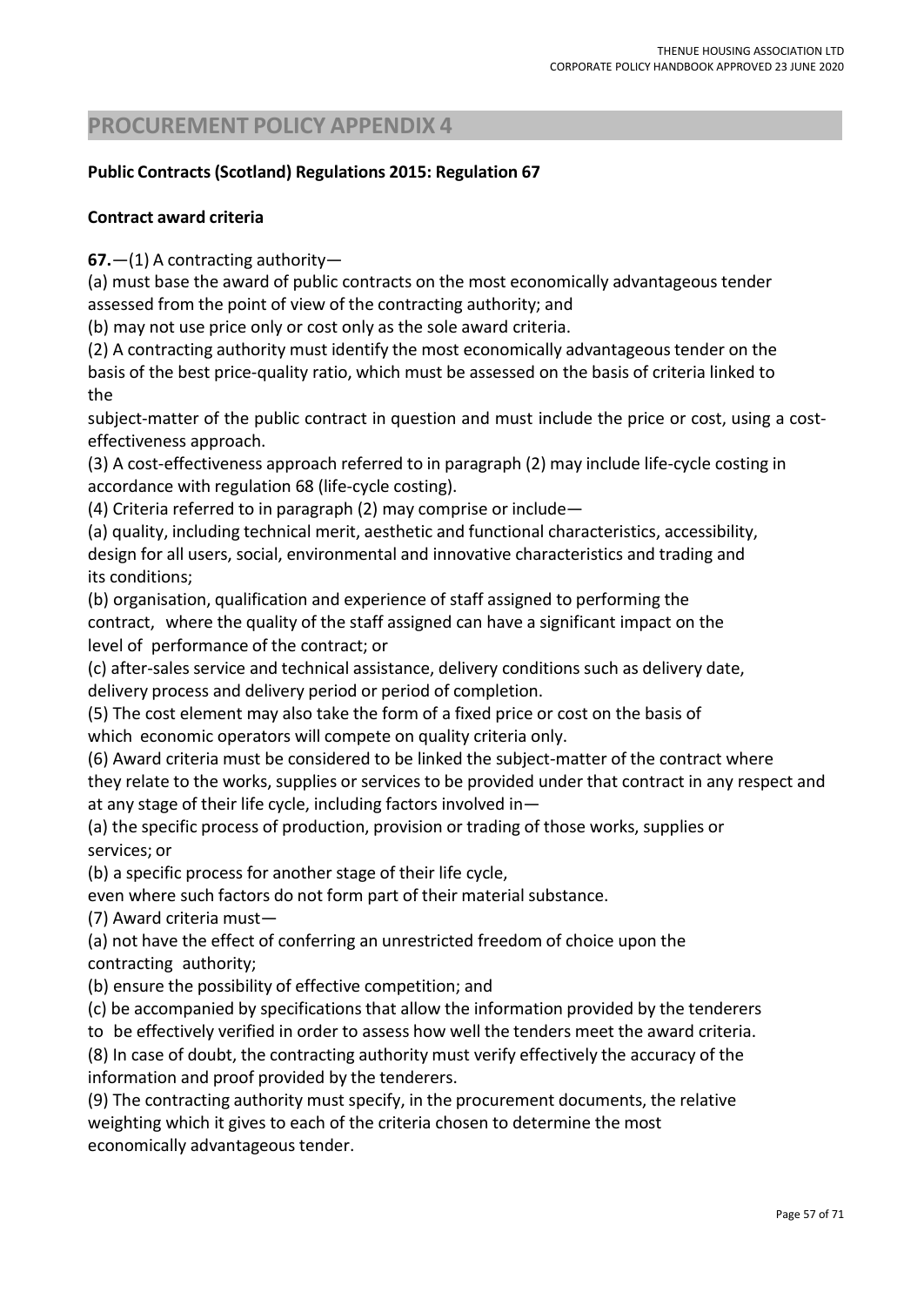# PROCUREMENT POLICY APPENDIX 4

**Public Contracts (Scotland) Regulations 2015: Regulation 67**

**Contract award criteria**

**67.**—(1) A contracting authority—

(a) must base the award of public contracts on the most economically advantageous tender assessed from the point of view of the contracting authority; and

(b) may not use price only or cost only as the sole award criteria.

(2) A contracting authority must identify the most economically advantageous tender on the basis of the best price-quality ratio, which must be assessed on the basis of criteria linked to the subject-matter of the public contract in question and must include the price or cost, using a cost-effectiveness approach.

(3) A cost-effectiveness approach referred to in paragraph (2) may include life-cycle costing in accordance with regulation 68 (life-cycle costing).

(4) Criteria referred to in paragraph (2) may comprise or include—

(a) quality, including technical merit, aesthetic and functional characteristics, accessibility, design for all users, social, environmental and innovative characteristics and trading and its conditions;

(b) organisation, qualification and experience of staff assigned to performing the contract, where the quality of the staff assigned can have a significant impact on the level of performance of the contract; or

(c) after-sales service and technical assistance, delivery conditions such as delivery date, delivery process and delivery period or period of completion.

(5) The cost element may also take the form of a fixed price or cost on the basis of which economic operators will compete on quality criteria only.

(6) Award criteria must be considered to be linked the subject-matter of the contract where they relate to the works, supplies or services to be provided under that contract in any respect and at any stage of their life cycle, including factors involved in—

(a) the specific process of production, provision or trading of those works, supplies or services; or

(b) a specific process for another stage of their life cycle,

even where such factors do not form part of their material substance.

(7) Award criteria must—

(a) not have the effect of conferring an unrestricted freedom of choice upon the contracting authority;

(b) ensure the possibility of effective competition; and

(c) be accompanied by specifications that allow the information provided by the tenderers to be effectively verified in order to assess how well the tenders meet the award criteria.

(8) In case of doubt, the contracting authority must verify effectively the accuracy of the information and proof provided by the tenderers.

(9) The contracting authority must specify, in the procurement documents, the relative weighting which it gives to each of the criteria chosen to determine the most economically advantageous tender.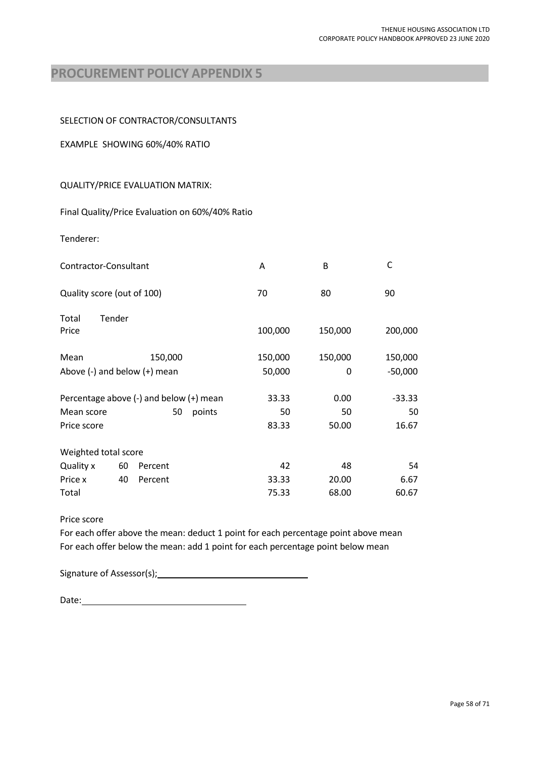# PROCUREMENT POLICY APPENDIX 5

SELECTION OF CONTRACTOR/CONSULTANTS

EXAMPLE SHOWING 60%/40% RATIO

QUALITY/PRICE EVALUATION MATRIX:

Final Quality/Price Evaluation on 60%/40% Ratio

Tenderer:

| | | | A | B | C |
|---|---|---|---|---|---|
| Contractor-Consultant | | | A | B | C |
| Quality score (out of 100) | | | 70 | 80 | 90 |
| Total Tender Price | | | 100,000 | 150,000 | 200,000 |
| Mean | 150,000 | | 150,000 | 150,000 | 150,000 |
| Above (-) and below (+) mean | | | 50,000 | 0 | -50,000 |
| Percentage above (-) and below (+) mean | | | 33.33 | 0.00 | -33.33 |
| Mean score | 50 | points | 50 | 50 | 50 |
| Price score | | | 83.33 | 50.00 | 16.67 |
| Weighted total score | | | | | |
| Quality x | 60 | Percent | 42 | 48 | 54 |
| Price x | 40 | Percent | 33.33 | 20.00 | 6.67 |
| Total | | | 75.33 | 68.00 | 60.67 |

Price score

For each offer above the mean: deduct 1 point for each percentage point above mean

For each offer below the mean: add 1 point for each percentage point below mean

Signature of Assessor(s); ______________________________

Date: ______________________________